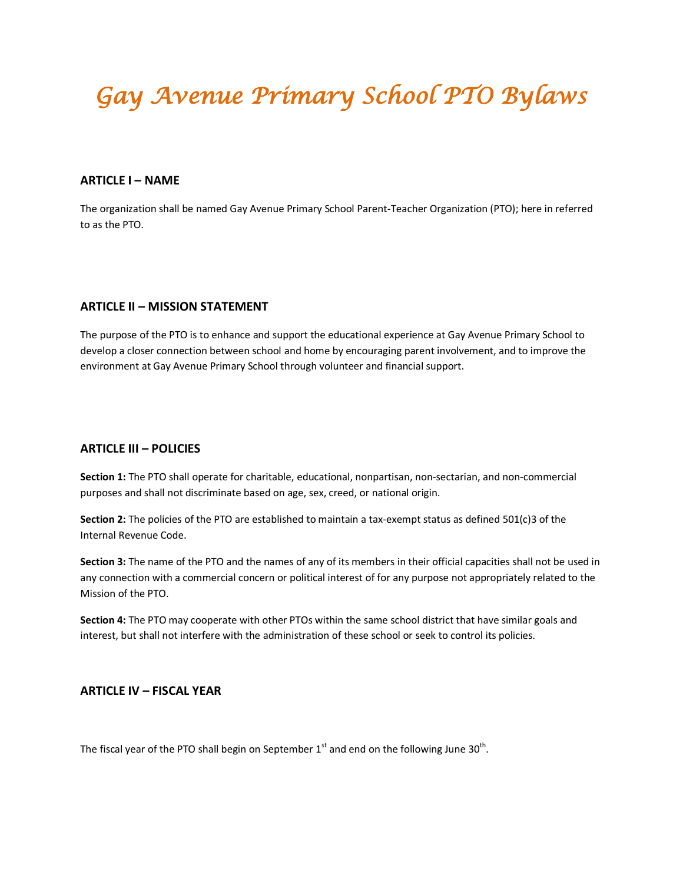# *Gay Avenue Primary School PTO Bylaws*

## ARTICLE I – NAME

The organization shall be named Gay Avenue Primary School Parent-Teacher Organization (PTO); here in referred to as the PTO.

## ARTICLE II – MISSION STATEMENT

The purpose of the PTO is to enhance and support the educational experience at Gay Avenue Primary School to develop a closer connection between school and home by encouraging parent involvement, and to improve the environment at Gay Avenue Primary School through volunteer and financial support.

## ARTICLE III – POLICIES

**Section 1:** The PTO shall operate for charitable, educational, nonpartisan, non-sectarian, and non-commercial purposes and shall not discriminate based on age, sex, creed, or national origin.

**Section 2:** The policies of the PTO are established to maintain a tax-exempt status as defined 501(c)3 of the Internal Revenue Code.

**Section 3:** The name of the PTO and the names of any of its members in their official capacities shall not be used in any connection with a commercial concern or political interest of for any purpose not appropriately related to the Mission of the PTO.

**Section 4:** The PTO may cooperate with other PTOs within the same school district that have similar goals and interest, but shall not interfere with the administration of these school or seek to control its policies.

## ARTICLE IV – FISCAL YEAR

The fiscal year of the PTO shall begin on September 1st and end on the following June 30th.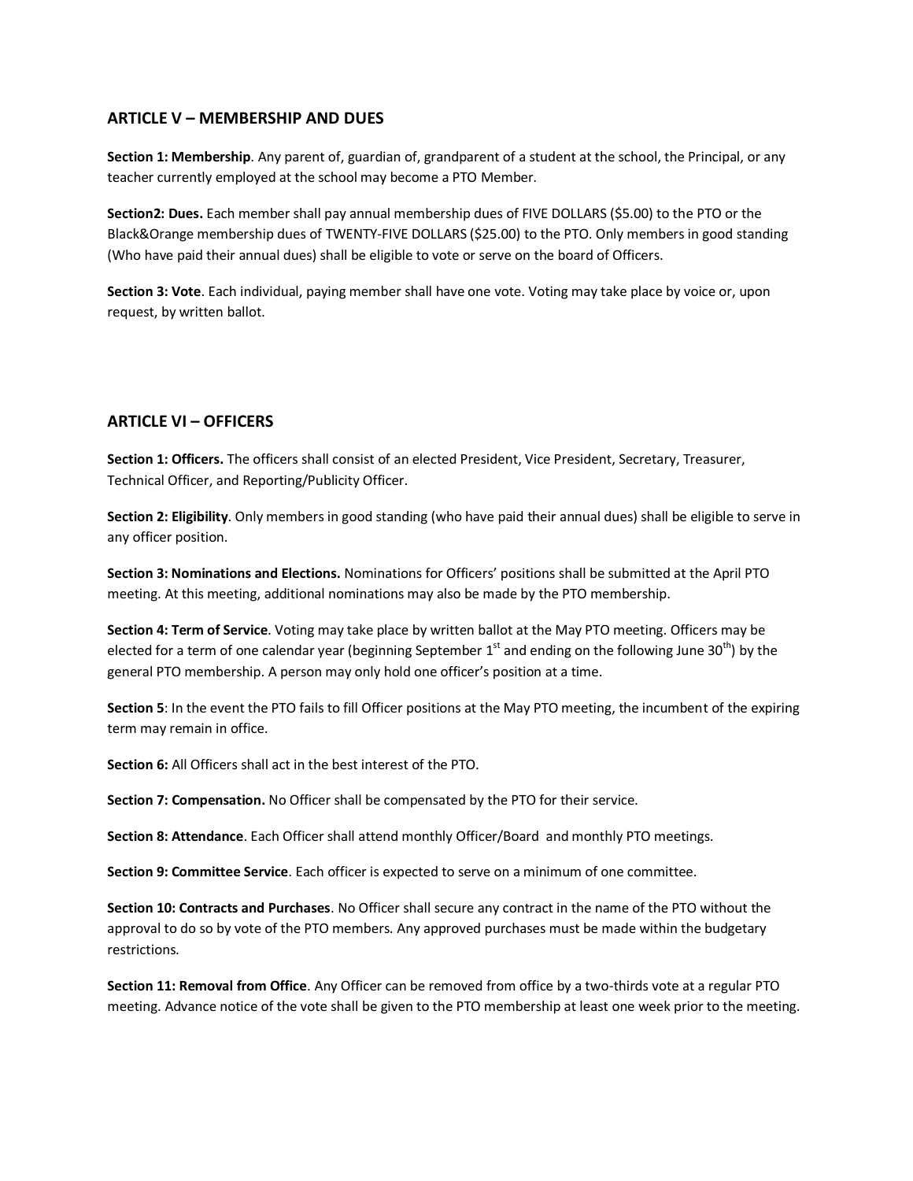## ARTICLE V – MEMBERSHIP AND DUES

**Section 1: Membership**. Any parent of, guardian of, grandparent of a student at the school, the Principal, or any teacher currently employed at the school may become a PTO Member.

**Section2: Dues.** Each member shall pay annual membership dues of FIVE DOLLARS ($5.00) to the PTO or the Black&Orange membership dues of TWENTY-FIVE DOLLARS ($25.00) to the PTO. Only members in good standing (Who have paid their annual dues) shall be eligible to vote or serve on the board of Officers.

**Section 3: Vote**. Each individual, paying member shall have one vote. Voting may take place by voice or, upon request, by written ballot.

## ARTICLE VI – OFFICERS

**Section 1: Officers.** The officers shall consist of an elected President, Vice President, Secretary, Treasurer, Technical Officer, and Reporting/Publicity Officer.

**Section 2: Eligibility**. Only members in good standing (who have paid their annual dues) shall be eligible to serve in any officer position.

**Section 3: Nominations and Elections.** Nominations for Officers' positions shall be submitted at the April PTO meeting. At this meeting, additional nominations may also be made by the PTO membership.

**Section 4: Term of Service**. Voting may take place by written ballot at the May PTO meeting. Officers may be elected for a term of one calendar year (beginning September 1st and ending on the following June 30th) by the general PTO membership. A person may only hold one officer's position at a time.

**Section 5**: In the event the PTO fails to fill Officer positions at the May PTO meeting, the incumbent of the expiring term may remain in office.

**Section 6:** All Officers shall act in the best interest of the PTO.

**Section 7: Compensation.** No Officer shall be compensated by the PTO for their service.

**Section 8: Attendance**. Each Officer shall attend monthly Officer/Board and monthly PTO meetings.

**Section 9: Committee Service**. Each officer is expected to serve on a minimum of one committee.

**Section 10: Contracts and Purchases**. No Officer shall secure any contract in the name of the PTO without the approval to do so by vote of the PTO members. Any approved purchases must be made within the budgetary restrictions.

**Section 11: Removal from Office**. Any Officer can be removed from office by a two-thirds vote at a regular PTO meeting. Advance notice of the vote shall be given to the PTO membership at least one week prior to the meeting.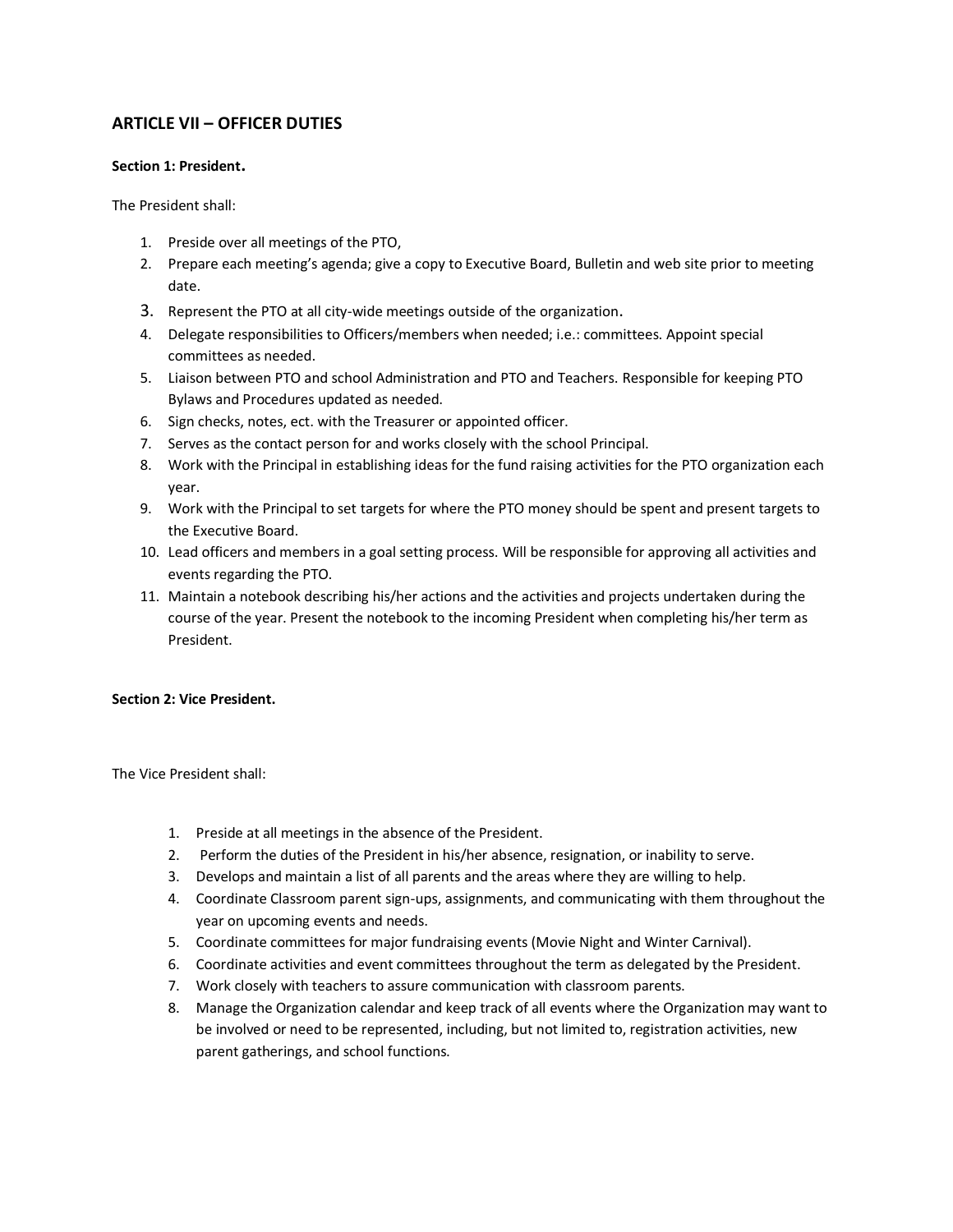## ARTICLE VII – OFFICER DUTIES

**Section 1: President.**

The President shall:

1. Preside over all meetings of the PTO,
2. Prepare each meeting's agenda; give a copy to Executive Board, Bulletin and web site prior to meeting date.
3. Represent the PTO at all city-wide meetings outside of the organization.
4. Delegate responsibilities to Officers/members when needed; i.e.: committees. Appoint special committees as needed.
5. Liaison between PTO and school Administration and PTO and Teachers. Responsible for keeping PTO Bylaws and Procedures updated as needed.
6. Sign checks, notes, ect. with the Treasurer or appointed officer.
7. Serves as the contact person for and works closely with the school Principal.
8. Work with the Principal in establishing ideas for the fund raising activities for the PTO organization each year.
9. Work with the Principal to set targets for where the PTO money should be spent and present targets to the Executive Board.
10. Lead officers and members in a goal setting process. Will be responsible for approving all activities and events regarding the PTO.
11. Maintain a notebook describing his/her actions and the activities and projects undertaken during the course of the year. Present the notebook to the incoming President when completing his/her term as President.

**Section 2: Vice President.**

The Vice President shall:

1. Preside at all meetings in the absence of the President.
2. Perform the duties of the President in his/her absence, resignation, or inability to serve.
3. Develops and maintain a list of all parents and the areas where they are willing to help.
4. Coordinate Classroom parent sign-ups, assignments, and communicating with them throughout the year on upcoming events and needs.
5. Coordinate committees for major fundraising events (Movie Night and Winter Carnival).
6. Coordinate activities and event committees throughout the term as delegated by the President.
7. Work closely with teachers to assure communication with classroom parents.
8. Manage the Organization calendar and keep track of all events where the Organization may want to be involved or need to be represented, including, but not limited to, registration activities, new parent gatherings, and school functions.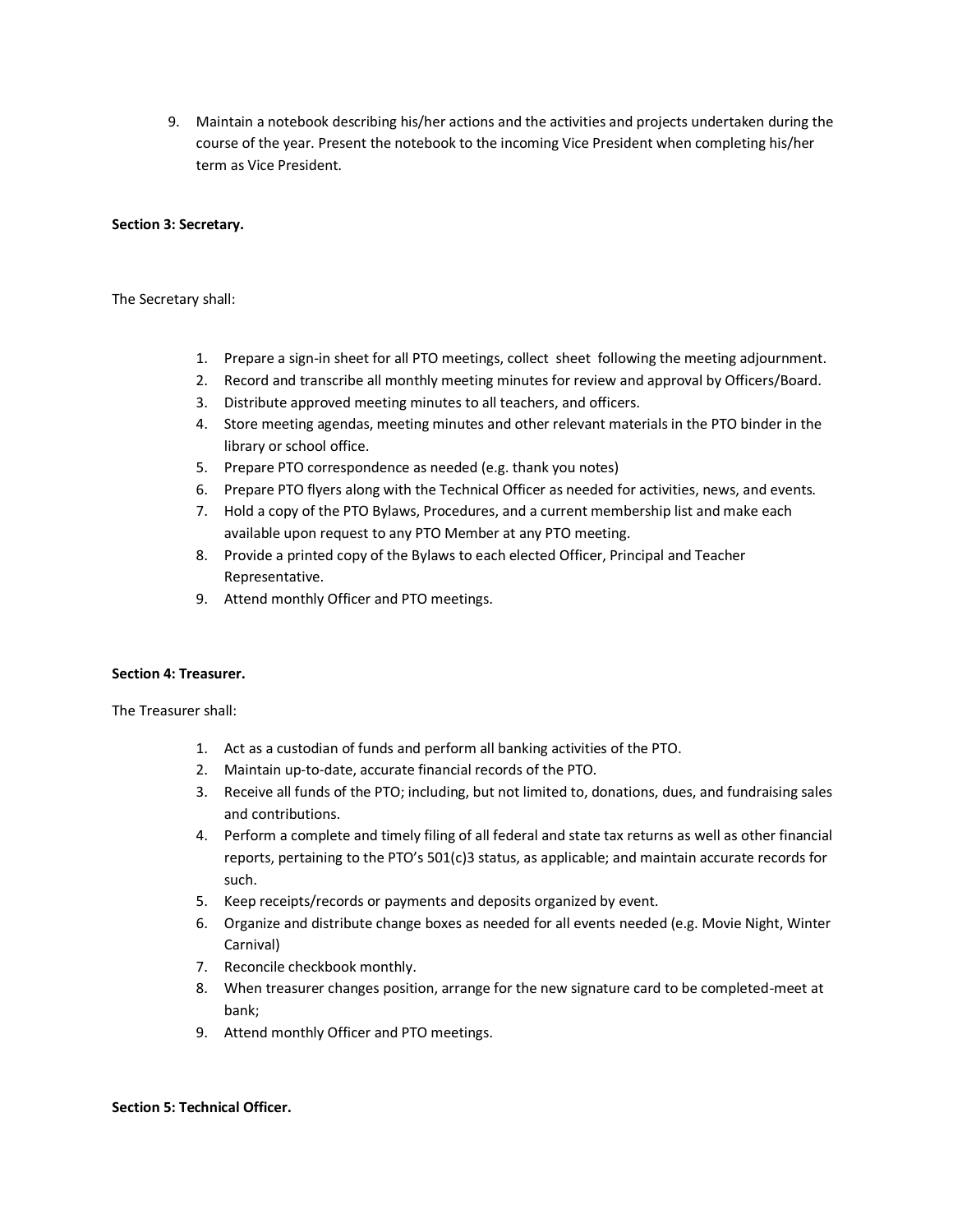9. Maintain a notebook describing his/her actions and the activities and projects undertaken during the course of the year. Present the notebook to the incoming Vice President when completing his/her term as Vice President.

**Section 3: Secretary.**

The Secretary shall:

1. Prepare a sign-in sheet for all PTO meetings, collect sheet following the meeting adjournment.
2. Record and transcribe all monthly meeting minutes for review and approval by Officers/Board.
3. Distribute approved meeting minutes to all teachers, and officers.
4. Store meeting agendas, meeting minutes and other relevant materials in the PTO binder in the library or school office.
5. Prepare PTO correspondence as needed (e.g. thank you notes)
6. Prepare PTO flyers along with the Technical Officer as needed for activities, news, and events.
7. Hold a copy of the PTO Bylaws, Procedures, and a current membership list and make each available upon request to any PTO Member at any PTO meeting.
8. Provide a printed copy of the Bylaws to each elected Officer, Principal and Teacher Representative.
9. Attend monthly Officer and PTO meetings.

**Section 4: Treasurer.**

The Treasurer shall:

1. Act as a custodian of funds and perform all banking activities of the PTO.
2. Maintain up-to-date, accurate financial records of the PTO.
3. Receive all funds of the PTO; including, but not limited to, donations, dues, and fundraising sales and contributions.
4. Perform a complete and timely filing of all federal and state tax returns as well as other financial reports, pertaining to the PTO's 501(c)3 status, as applicable; and maintain accurate records for such.
5. Keep receipts/records or payments and deposits organized by event.
6. Organize and distribute change boxes as needed for all events needed (e.g. Movie Night, Winter Carnival)
7. Reconcile checkbook monthly.
8. When treasurer changes position, arrange for the new signature card to be completed-meet at bank;
9. Attend monthly Officer and PTO meetings.

**Section 5: Technical Officer.**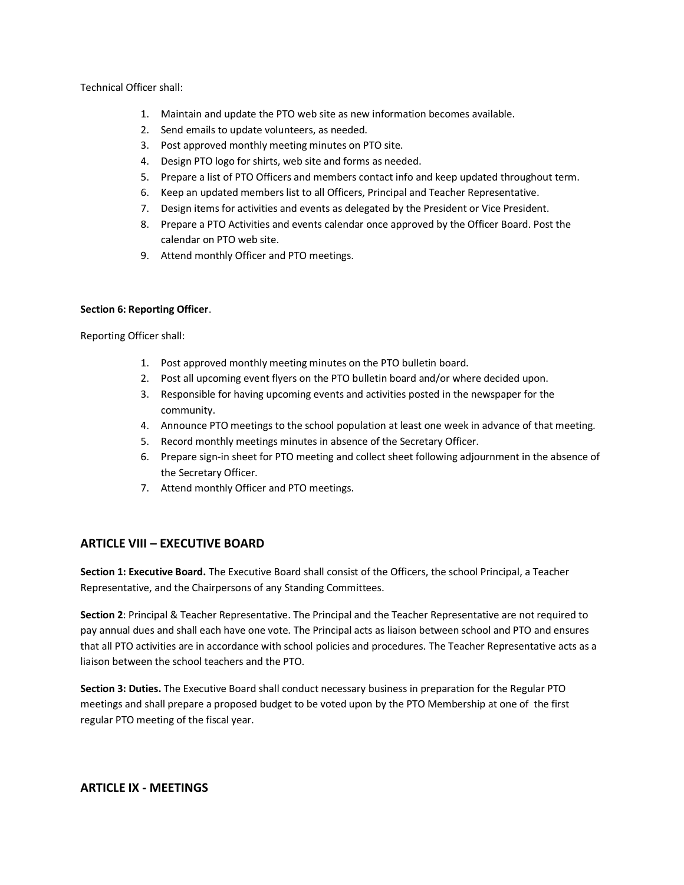Technical Officer shall:

1. Maintain and update the PTO web site as new information becomes available.
2. Send emails to update volunteers, as needed.
3. Post approved monthly meeting minutes on PTO site.
4. Design PTO logo for shirts, web site and forms as needed.
5. Prepare a list of PTO Officers and members contact info and keep updated throughout term.
6. Keep an updated members list to all Officers, Principal and Teacher Representative.
7. Design items for activities and events as delegated by the President or Vice President.
8. Prepare a PTO Activities and events calendar once approved by the Officer Board. Post the calendar on PTO web site.
9. Attend monthly Officer and PTO meetings.

**Section 6: Reporting Officer**.

Reporting Officer shall:

1. Post approved monthly meeting minutes on the PTO bulletin board.
2. Post all upcoming event flyers on the PTO bulletin board and/or where decided upon.
3. Responsible for having upcoming events and activities posted in the newspaper for the community.
4. Announce PTO meetings to the school population at least one week in advance of that meeting.
5. Record monthly meetings minutes in absence of the Secretary Officer.
6. Prepare sign-in sheet for PTO meeting and collect sheet following adjournment in the absence of the Secretary Officer.
7. Attend monthly Officer and PTO meetings.

## ARTICLE VIII – EXECUTIVE BOARD

**Section 1: Executive Board.** The Executive Board shall consist of the Officers, the school Principal, a Teacher Representative, and the Chairpersons of any Standing Committees.

**Section 2**: Principal & Teacher Representative. The Principal and the Teacher Representative are not required to pay annual dues and shall each have one vote. The Principal acts as liaison between school and PTO and ensures that all PTO activities are in accordance with school policies and procedures. The Teacher Representative acts as a liaison between the school teachers and the PTO.

**Section 3: Duties.** The Executive Board shall conduct necessary business in preparation for the Regular PTO meetings and shall prepare a proposed budget to be voted upon by the PTO Membership at one of the first regular PTO meeting of the fiscal year.

## ARTICLE IX - MEETINGS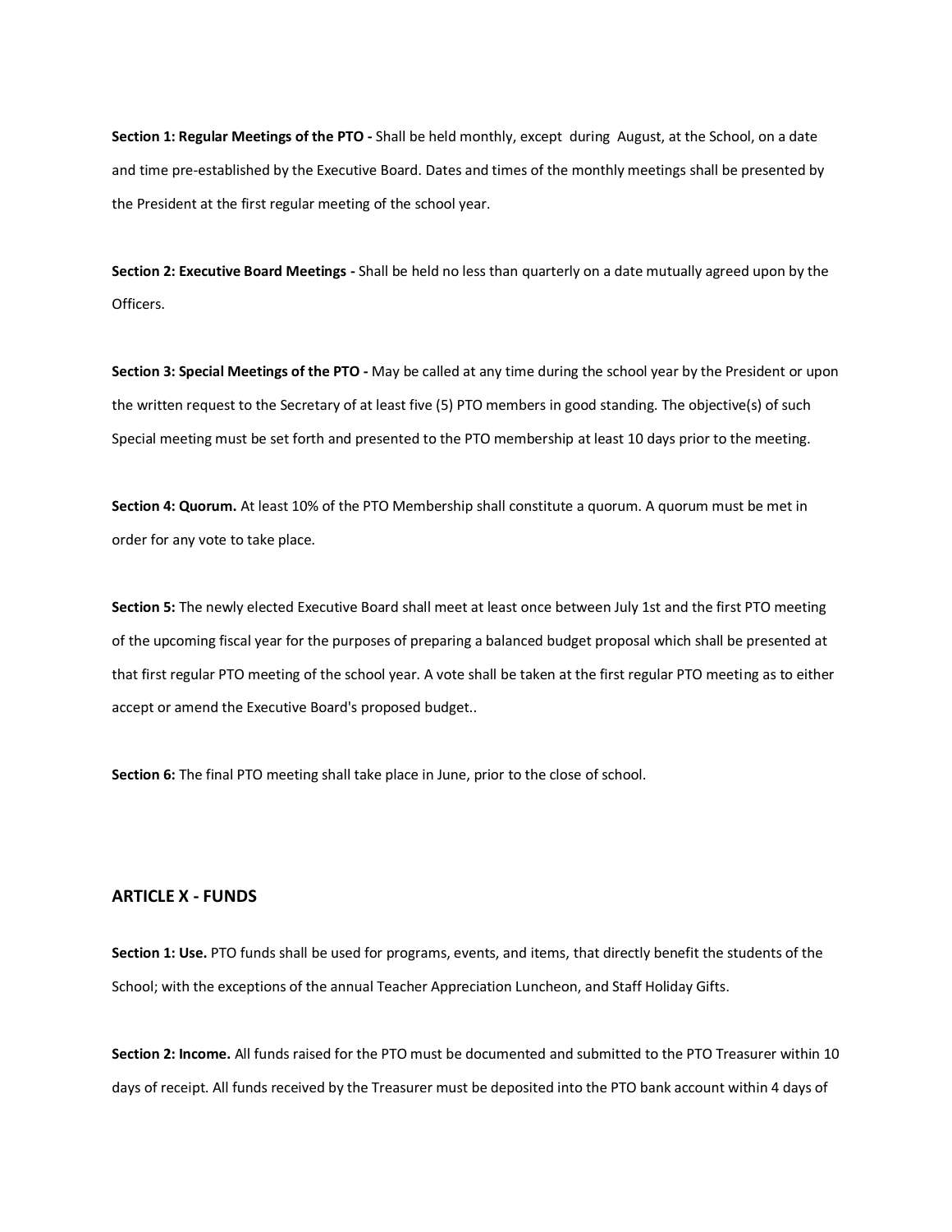**Section 1: Regular Meetings of the PTO -** Shall be held monthly, except during August, at the School, on a date and time pre-established by the Executive Board. Dates and times of the monthly meetings shall be presented by the President at the first regular meeting of the school year.

**Section 2: Executive Board Meetings -** Shall be held no less than quarterly on a date mutually agreed upon by the Officers.

**Section 3: Special Meetings of the PTO -** May be called at any time during the school year by the President or upon the written request to the Secretary of at least five (5) PTO members in good standing. The objective(s) of such Special meeting must be set forth and presented to the PTO membership at least 10 days prior to the meeting.

**Section 4: Quorum.** At least 10% of the PTO Membership shall constitute a quorum. A quorum must be met in order for any vote to take place.

**Section 5:** The newly elected Executive Board shall meet at least once between July 1st and the first PTO meeting of the upcoming fiscal year for the purposes of preparing a balanced budget proposal which shall be presented at that first regular PTO meeting of the school year. A vote shall be taken at the first regular PTO meeting as to either accept or amend the Executive Board's proposed budget..

**Section 6:** The final PTO meeting shall take place in June, prior to the close of school.

## ARTICLE X - FUNDS

**Section 1: Use.** PTO funds shall be used for programs, events, and items, that directly benefit the students of the School; with the exceptions of the annual Teacher Appreciation Luncheon, and Staff Holiday Gifts.

**Section 2: Income.** All funds raised for the PTO must be documented and submitted to the PTO Treasurer within 10 days of receipt. All funds received by the Treasurer must be deposited into the PTO bank account within 4 days of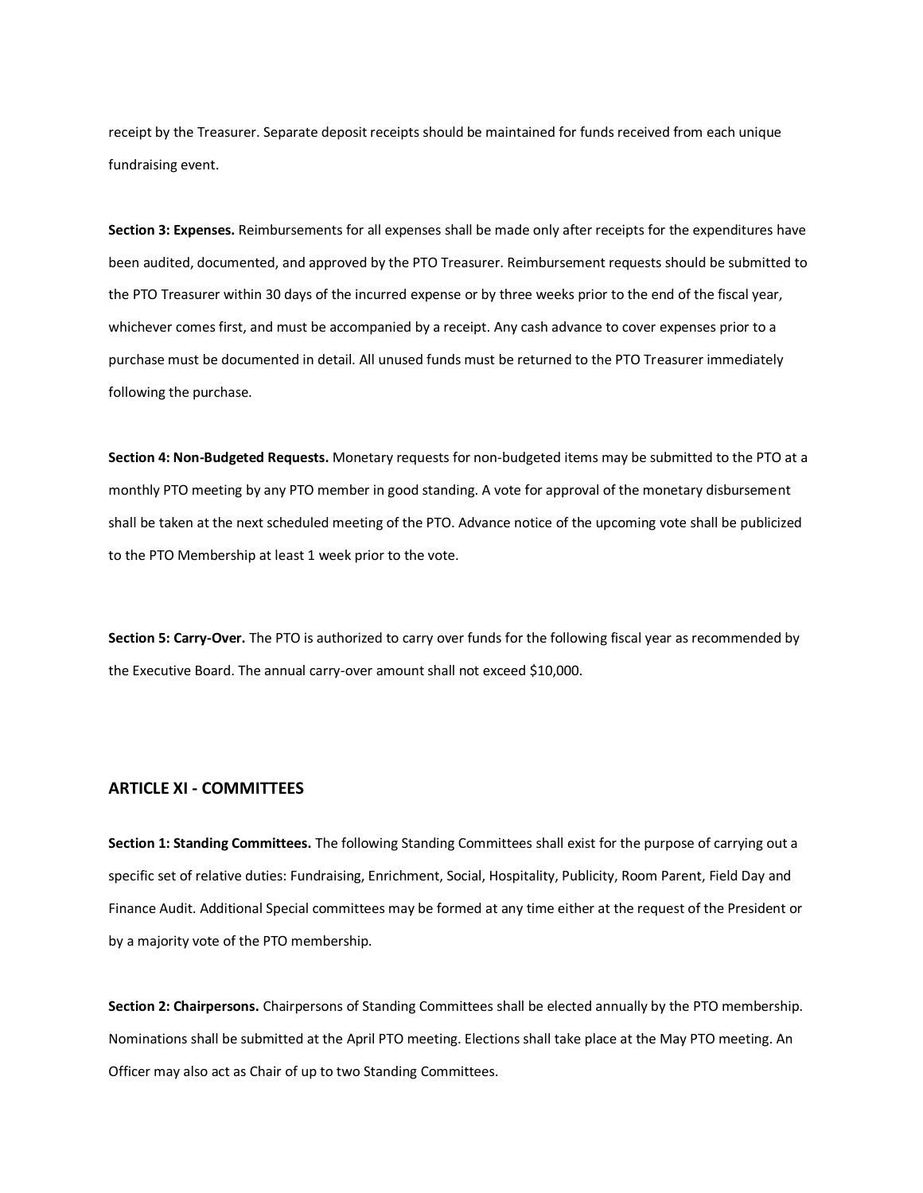receipt by the Treasurer. Separate deposit receipts should be maintained for funds received from each unique fundraising event.

**Section 3: Expenses.** Reimbursements for all expenses shall be made only after receipts for the expenditures have been audited, documented, and approved by the PTO Treasurer. Reimbursement requests should be submitted to the PTO Treasurer within 30 days of the incurred expense or by three weeks prior to the end of the fiscal year, whichever comes first, and must be accompanied by a receipt. Any cash advance to cover expenses prior to a purchase must be documented in detail. All unused funds must be returned to the PTO Treasurer immediately following the purchase.

**Section 4: Non-Budgeted Requests.** Monetary requests for non-budgeted items may be submitted to the PTO at a monthly PTO meeting by any PTO member in good standing. A vote for approval of the monetary disbursement shall be taken at the next scheduled meeting of the PTO. Advance notice of the upcoming vote shall be publicized to the PTO Membership at least 1 week prior to the vote.

**Section 5: Carry-Over.** The PTO is authorized to carry over funds for the following fiscal year as recommended by the Executive Board. The annual carry-over amount shall not exceed $10,000.

## ARTICLE XI - COMMITTEES

**Section 1: Standing Committees.** The following Standing Committees shall exist for the purpose of carrying out a specific set of relative duties: Fundraising, Enrichment, Social, Hospitality, Publicity, Room Parent, Field Day and Finance Audit. Additional Special committees may be formed at any time either at the request of the President or by a majority vote of the PTO membership.

**Section 2: Chairpersons.** Chairpersons of Standing Committees shall be elected annually by the PTO membership. Nominations shall be submitted at the April PTO meeting. Elections shall take place at the May PTO meeting. An Officer may also act as Chair of up to two Standing Committees.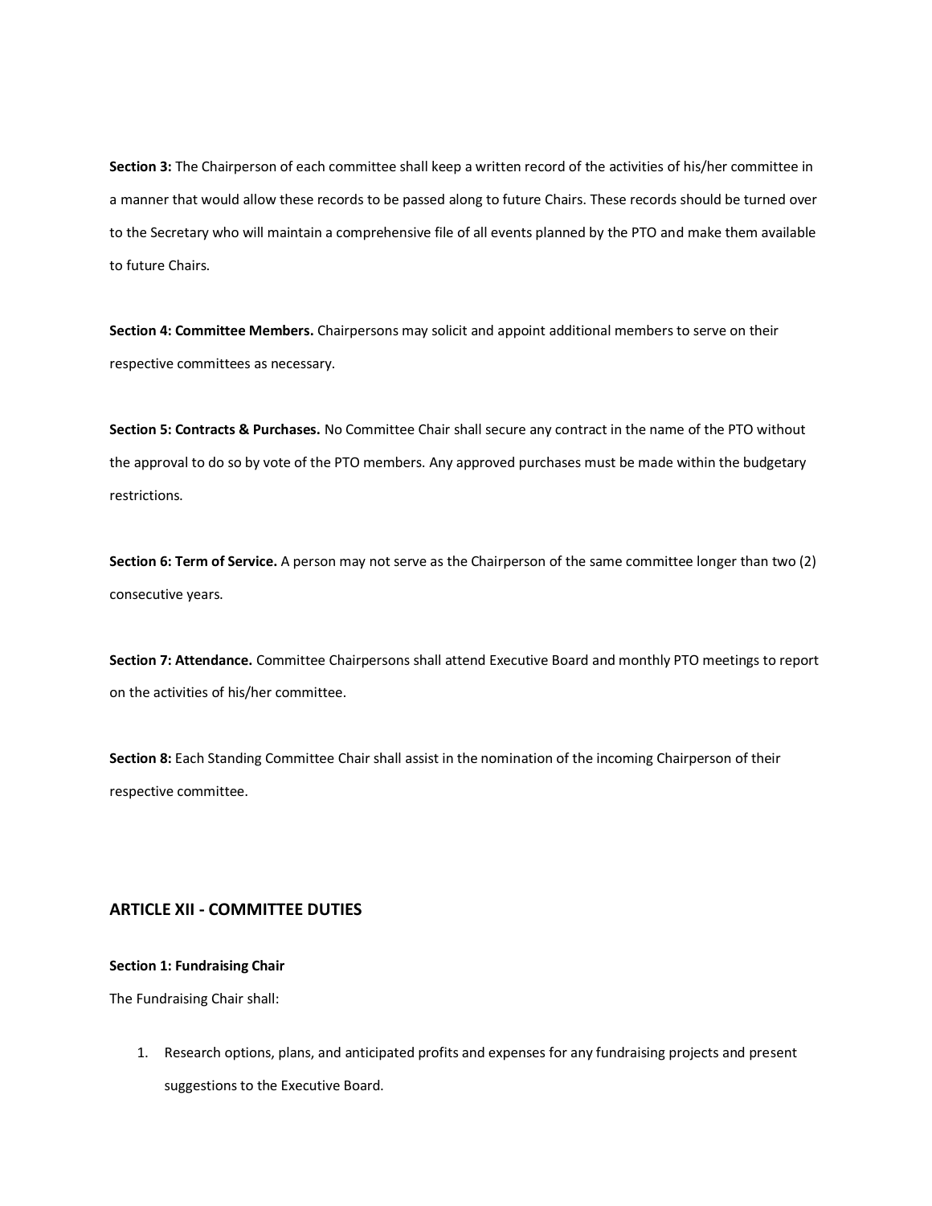**Section 3:** The Chairperson of each committee shall keep a written record of the activities of his/her committee in a manner that would allow these records to be passed along to future Chairs. These records should be turned over to the Secretary who will maintain a comprehensive file of all events planned by the PTO and make them available to future Chairs.

**Section 4: Committee Members.** Chairpersons may solicit and appoint additional members to serve on their respective committees as necessary.

**Section 5: Contracts & Purchases.** No Committee Chair shall secure any contract in the name of the PTO without the approval to do so by vote of the PTO members. Any approved purchases must be made within the budgetary restrictions.

**Section 6: Term of Service.** A person may not serve as the Chairperson of the same committee longer than two (2) consecutive years.

**Section 7: Attendance.** Committee Chairpersons shall attend Executive Board and monthly PTO meetings to report on the activities of his/her committee.

**Section 8:** Each Standing Committee Chair shall assist in the nomination of the incoming Chairperson of their respective committee.

## ARTICLE XII - COMMITTEE DUTIES

**Section 1: Fundraising Chair**

The Fundraising Chair shall:

1. Research options, plans, and anticipated profits and expenses for any fundraising projects and present suggestions to the Executive Board.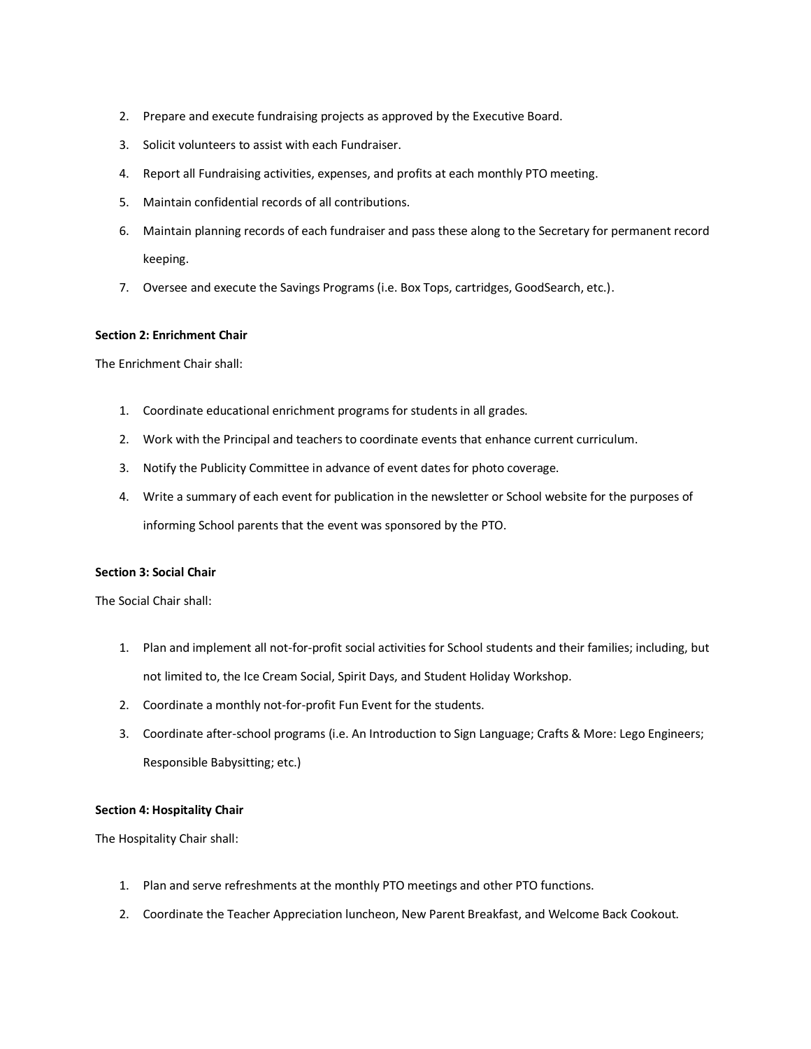2. Prepare and execute fundraising projects as approved by the Executive Board.
3. Solicit volunteers to assist with each Fundraiser.
4. Report all Fundraising activities, expenses, and profits at each monthly PTO meeting.
5. Maintain confidential records of all contributions.
6. Maintain planning records of each fundraiser and pass these along to the Secretary for permanent record keeping.
7. Oversee and execute the Savings Programs (i.e. Box Tops, cartridges, GoodSearch, etc.).

**Section 2: Enrichment Chair**

The Enrichment Chair shall:

1. Coordinate educational enrichment programs for students in all grades.
2. Work with the Principal and teachers to coordinate events that enhance current curriculum.
3. Notify the Publicity Committee in advance of event dates for photo coverage.
4. Write a summary of each event for publication in the newsletter or School website for the purposes of informing School parents that the event was sponsored by the PTO.

**Section 3: Social Chair**

The Social Chair shall:

1. Plan and implement all not-for-profit social activities for School students and their families; including, but not limited to, the Ice Cream Social, Spirit Days, and Student Holiday Workshop.
2. Coordinate a monthly not-for-profit Fun Event for the students.
3. Coordinate after-school programs (i.e. An Introduction to Sign Language; Crafts & More: Lego Engineers; Responsible Babysitting; etc.)

**Section 4: Hospitality Chair**

The Hospitality Chair shall:

1. Plan and serve refreshments at the monthly PTO meetings and other PTO functions.
2. Coordinate the Teacher Appreciation luncheon, New Parent Breakfast, and Welcome Back Cookout.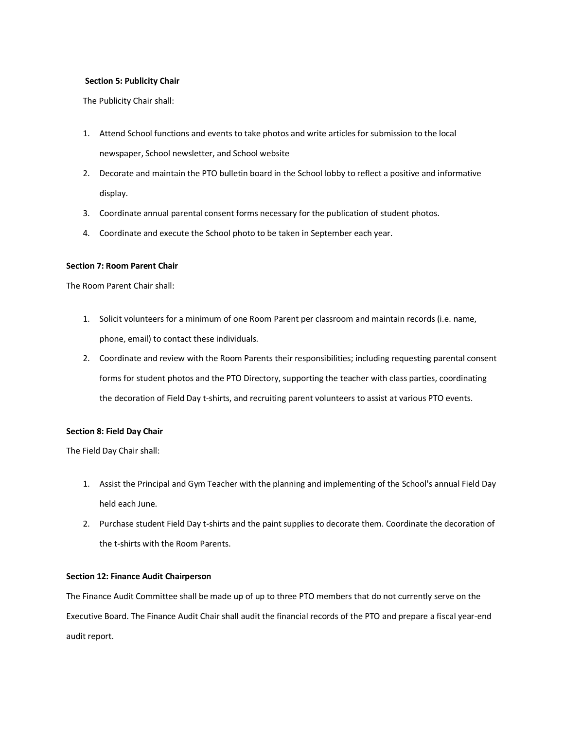**Section 5: Publicity Chair**

The Publicity Chair shall:

1. Attend School functions and events to take photos and write articles for submission to the local newspaper, School newsletter, and School website
2. Decorate and maintain the PTO bulletin board in the School lobby to reflect a positive and informative display.
3. Coordinate annual parental consent forms necessary for the publication of student photos.
4. Coordinate and execute the School photo to be taken in September each year.

**Section 7: Room Parent Chair**

The Room Parent Chair shall:

1. Solicit volunteers for a minimum of one Room Parent per classroom and maintain records (i.e. name, phone, email) to contact these individuals.
2. Coordinate and review with the Room Parents their responsibilities; including requesting parental consent forms for student photos and the PTO Directory, supporting the teacher with class parties, coordinating the decoration of Field Day t-shirts, and recruiting parent volunteers to assist at various PTO events.

**Section 8: Field Day Chair**

The Field Day Chair shall:

1. Assist the Principal and Gym Teacher with the planning and implementing of the School's annual Field Day held each June.
2. Purchase student Field Day t-shirts and the paint supplies to decorate them. Coordinate the decoration of the t-shirts with the Room Parents.

**Section 12: Finance Audit Chairperson**

The Finance Audit Committee shall be made up of up to three PTO members that do not currently serve on the Executive Board. The Finance Audit Chair shall audit the financial records of the PTO and prepare a fiscal year-end audit report.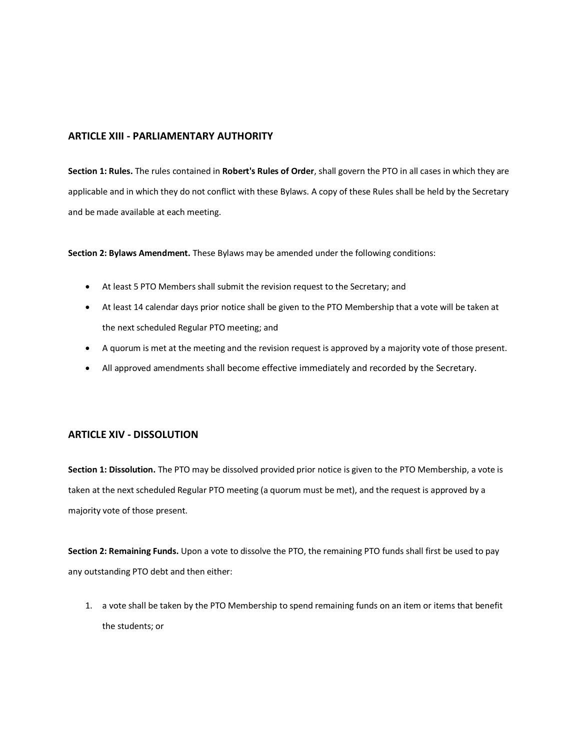## ARTICLE XIII - PARLIAMENTARY AUTHORITY

**Section 1: Rules.** The rules contained in **Robert's Rules of Order**, shall govern the PTO in all cases in which they are applicable and in which they do not conflict with these Bylaws. A copy of these Rules shall be held by the Secretary and be made available at each meeting.

**Section 2: Bylaws Amendment.** These Bylaws may be amended under the following conditions:

- At least 5 PTO Members shall submit the revision request to the Secretary; and
- At least 14 calendar days prior notice shall be given to the PTO Membership that a vote will be taken at the next scheduled Regular PTO meeting; and
- A quorum is met at the meeting and the revision request is approved by a majority vote of those present.
- All approved amendments shall become effective immediately and recorded by the Secretary.

## ARTICLE XIV - DISSOLUTION

**Section 1: Dissolution.** The PTO may be dissolved provided prior notice is given to the PTO Membership, a vote is taken at the next scheduled Regular PTO meeting (a quorum must be met), and the request is approved by a majority vote of those present.

**Section 2: Remaining Funds.** Upon a vote to dissolve the PTO, the remaining PTO funds shall first be used to pay any outstanding PTO debt and then either:

1. a vote shall be taken by the PTO Membership to spend remaining funds on an item or items that benefit the students; or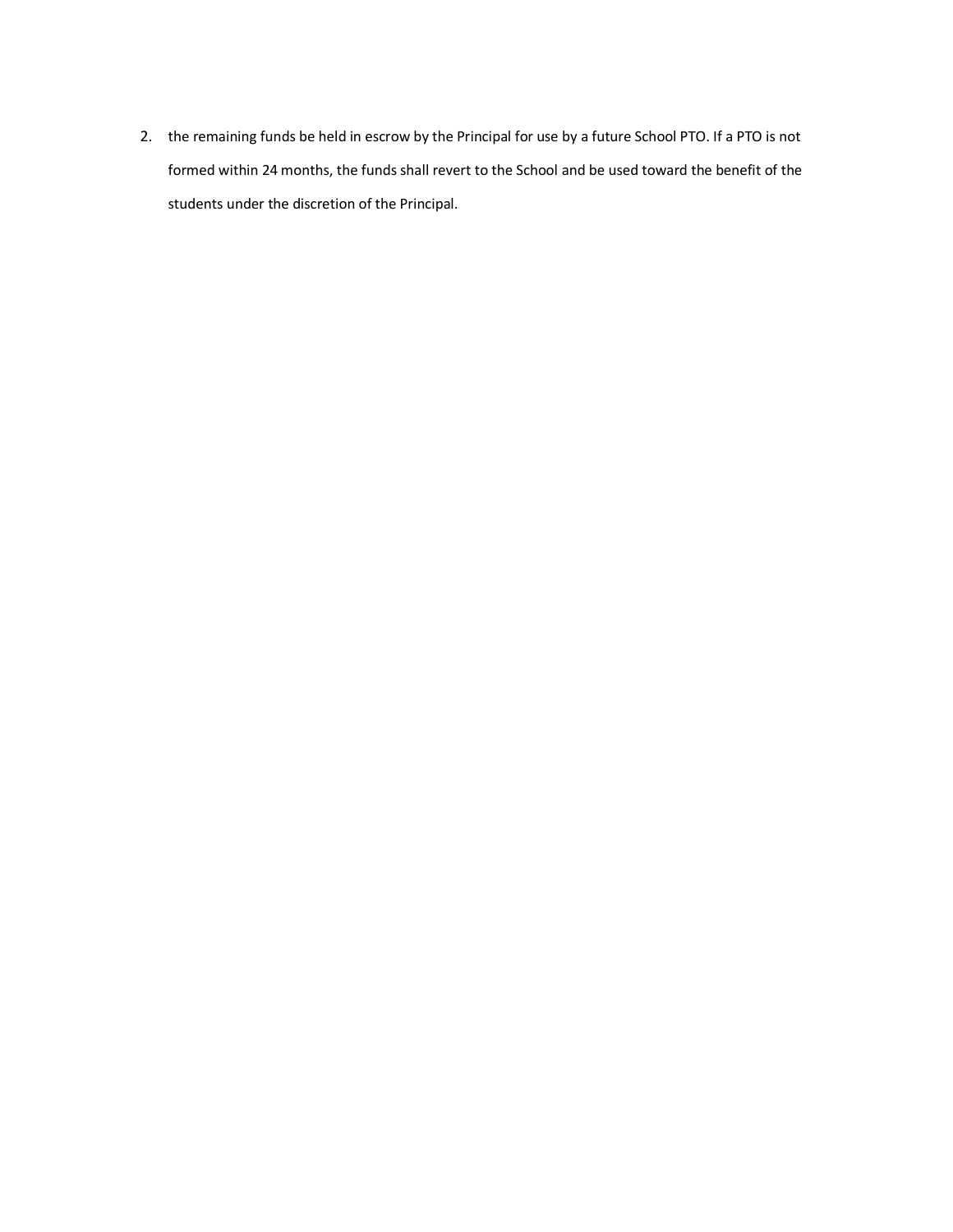2. the remaining funds be held in escrow by the Principal for use by a future School PTO. If a PTO is not formed within 24 months, the funds shall revert to the School and be used toward the benefit of the students under the discretion of the Principal.